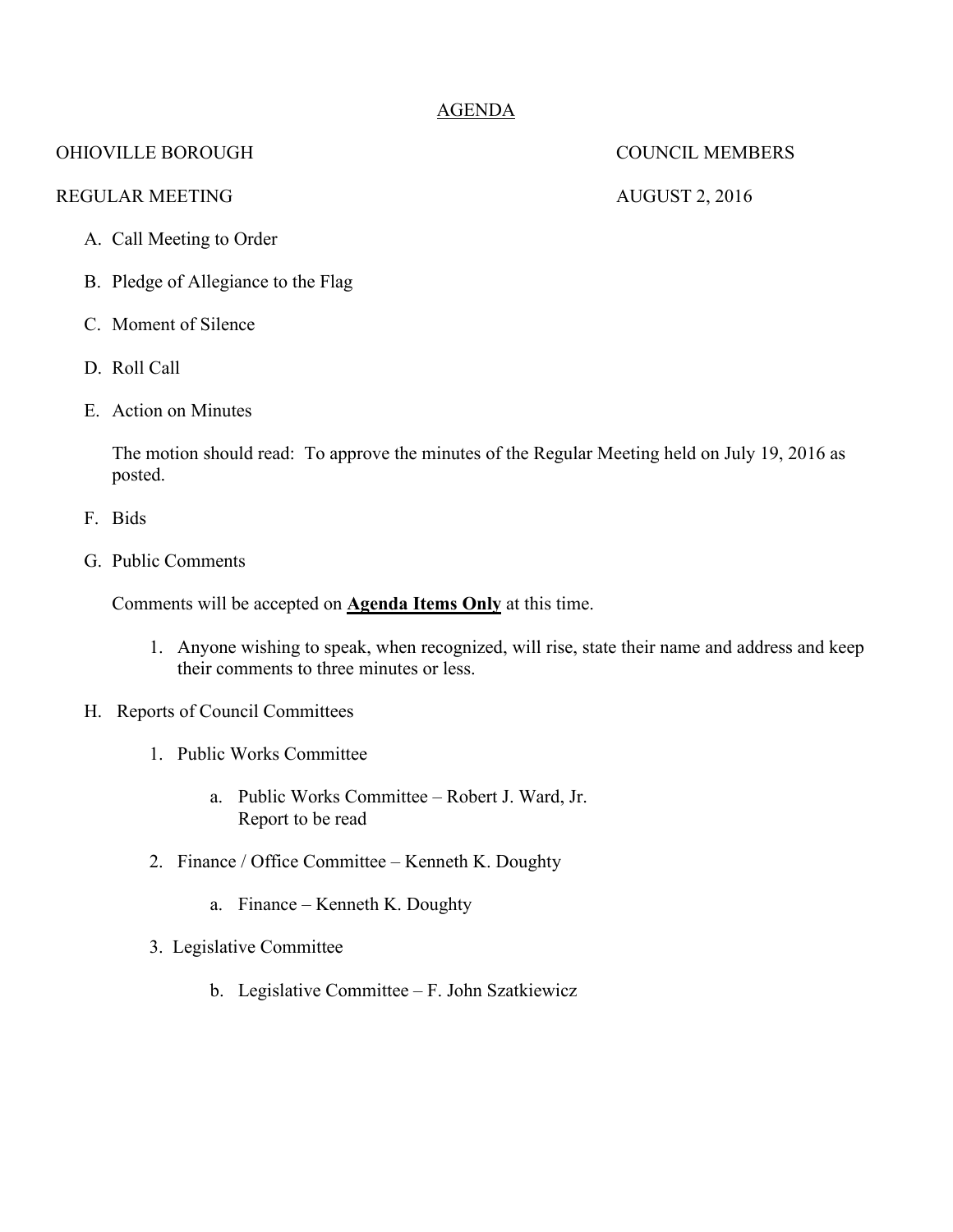# AGENDA

OHIOVILLE BOROUGH COUNCIL MEMBERS

REGULAR MEETING AUGUST 2, 2016

A. Call Meeting to Order

B. Pledge of Allegiance to the Flag

C. Moment of Silence

D. Roll Call

E. Action on Minutes

   The motion should read: To approve the minutes of the Regular Meeting held on July 19, 2016 as posted.

F. Bids

G. Public Comments

   Comments will be accepted on **<u>Agenda Items Only</u>** at this time.

   1. Anyone wishing to speak, when recognized, will rise, state their name and address and keep their comments to three minutes or less.

H. Reports of Council Committees

   1. Public Works Committee

      a. Public Works Committee – Robert J. Ward, Jr.
         Report to be read

   2. Finance / Office Committee – Kenneth K. Doughty

      a. Finance – Kenneth K. Doughty

   3. Legislative Committee

      b. Legislative Committee – F. John Szatkiewicz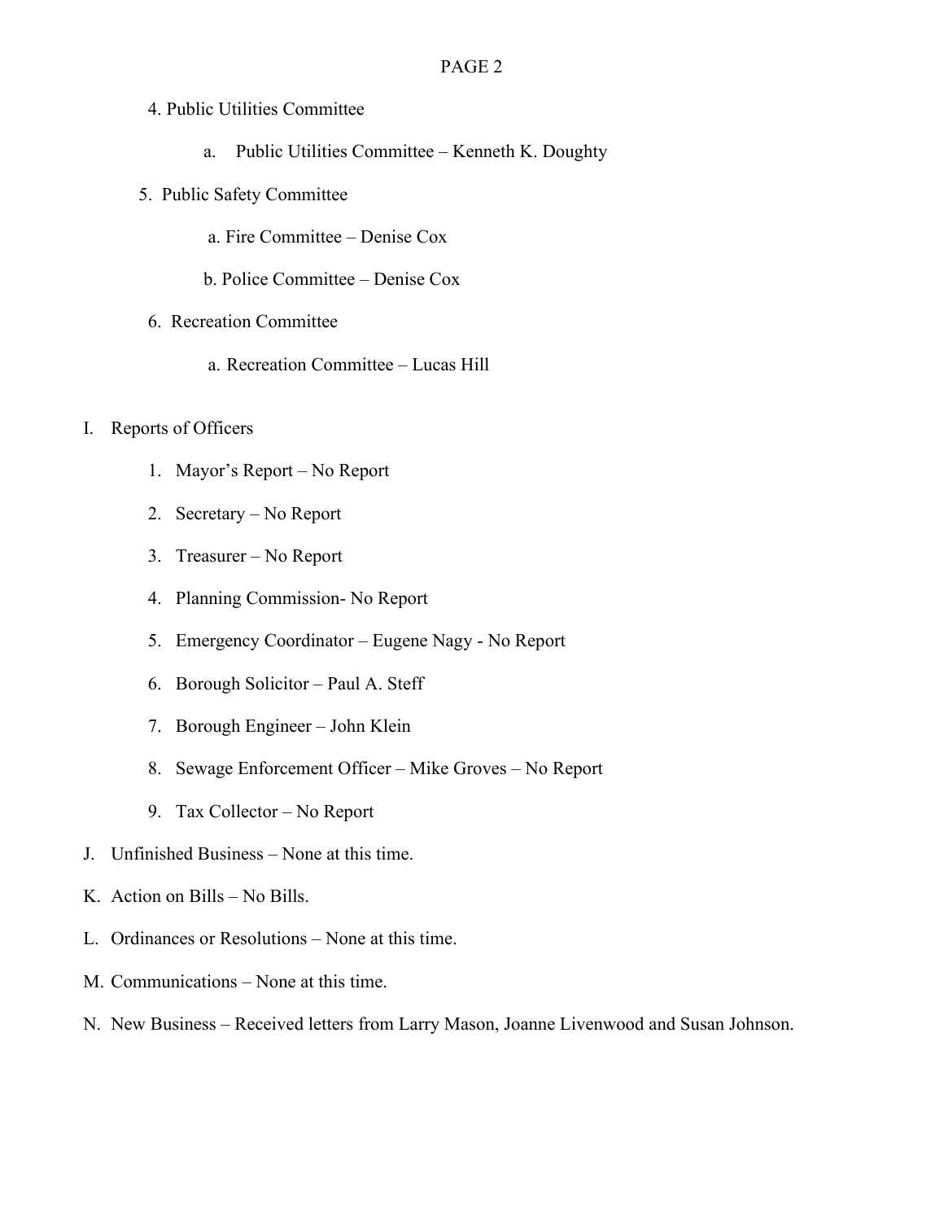4. Public Utilities Committee

    a. Public Utilities Committee – Kenneth K. Doughty

5. Public Safety Committee

    a. Fire Committee – Denise Cox

    b. Police Committee – Denise Cox

6. Recreation Committee

    a. Recreation Committee – Lucas Hill

I. Reports of Officers

    1. Mayor's Report – No Report
    2. Secretary – No Report
    3. Treasurer – No Report
    4. Planning Commission- No Report
    5. Emergency Coordinator – Eugene Nagy - No Report
    6. Borough Solicitor – Paul A. Steff
    7. Borough Engineer – John Klein
    8. Sewage Enforcement Officer – Mike Groves – No Report
    9. Tax Collector – No Report

J. Unfinished Business – None at this time.

K. Action on Bills – No Bills.

L. Ordinances or Resolutions – None at this time.

M. Communications – None at this time.

N. New Business – Received letters from Larry Mason, Joanne Livenwood and Susan Johnson.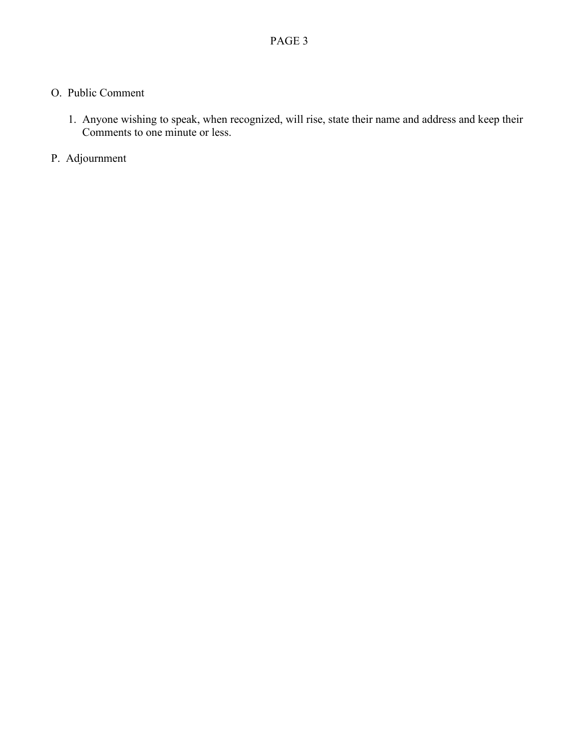O. Public Comment

1. Anyone wishing to speak, when recognized, will rise, state their name and address and keep their Comments to one minute or less.

P. Adjournment